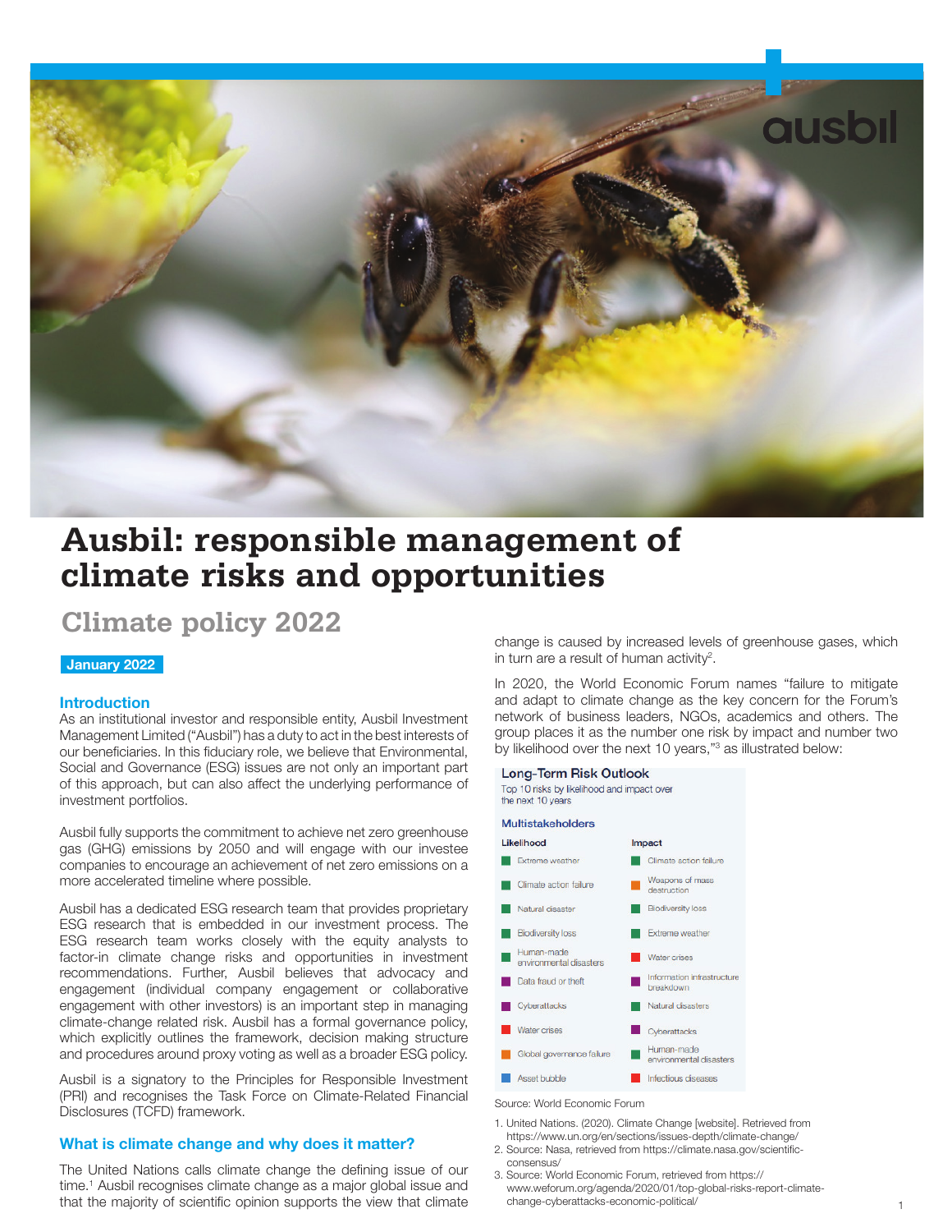# Ausbil: responsible management of climate risks and opportunities

## Climate policy 2022

**January 2022**

### Introduction

As an institutional investor and responsible entity, Ausbil Investment Management Limited ("Ausbil") has a duty to act in the best interests of our beneficiaries. In this fiduciary role, we believe that Environmental, Social and Governance (ESG) issues are not only an important part of this approach, but can also affect the underlying performance of investment portfolios.

Ausbil fully supports the commitment to achieve net zero greenhouse gas (GHG) emissions by 2050 and will engage with our investee companies to encourage an achievement of net zero emissions on a more accelerated timeline where possible.

Ausbil has a dedicated ESG research team that provides proprietary ESG research that is embedded in our investment process. The ESG research team works closely with the equity analysts to factor-in climate change risks and opportunities in investment recommendations. Further, Ausbil believes that advocacy and engagement (individual company engagement or collaborative engagement with other investors) is an important step in managing climate-change related risk. Ausbil has a formal governance policy, which explicitly outlines the framework, decision making structure and procedures around proxy voting as well as a broader ESG policy.

Ausbil is a signatory to the Principles for Responsible Investment (PRI) and recognises the Task Force on Climate-Related Financial Disclosures (TCFD) framework.

### What is climate change and why does it matter?

The United Nations calls climate change the defining issue of our time.[1] Ausbil recognises climate change as a major global issue and that the majority of scientific opinion supports the view that climate change is caused by increased levels of greenhouse gases, which in turn are a result of human activity[2].

In 2020, the World Economic Forum names "failure to mitigate and adapt to climate change as the key concern for the Forum's network of business leaders, NGOs, academics and others. The group places it as the number one risk by impact and number two by likelihood over the next 10 years,"[3] as illustrated below:

**Long-Term Risk Outlook**
Top 10 risks by likelihood and impact over the next 10 years

**Multistakeholders**

| Likelihood | Impact |
|---|---|
| Extreme weather | Climate action failure |
| Climate action failure | Weapons of mass destruction |
| Natural disaster | Biodiversity loss |
| Biodiversity loss | Extreme weather |
| Human-made environmental disasters | Water crises |
| Data fraud or theft | Information infrastructure breakdown |
| Cyberattacks | Natural disasters |
| Water crises | Cyberattacks |
| Global governance failure | Human-made environmental disasters |
| Asset bubble | Infectious diseases |

Source: World Economic Forum

1. United Nations. (2020). Climate Change [website]. Retrieved from https://www.un.org/en/sections/issues-depth/climate-change/
2. Source: Nasa, retrieved from https://climate.nasa.gov/scientific-consensus/
3. Source: World Economic Forum, retrieved from https://www.weforum.org/agenda/2020/01/top-global-risks-report-climate-change-cyberattacks-economic-political/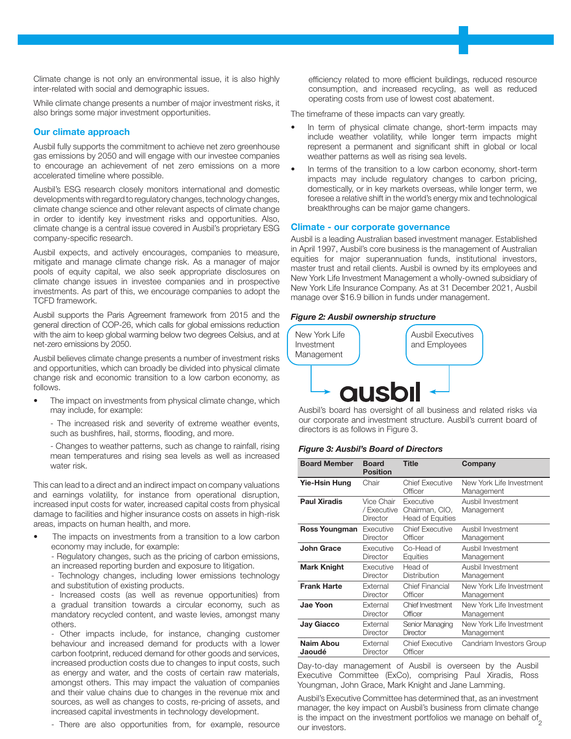Climate change is not only an environmental issue, it is also highly inter-related with social and demographic issues.

While climate change presents a number of major investment risks, it also brings some major investment opportunities.

## Our climate approach

Ausbil fully supports the commitment to achieve net zero greenhouse gas emissions by 2050 and will engage with our investee companies to encourage an achievement of net zero emissions on a more accelerated timeline where possible.

Ausbil's ESG research closely monitors international and domestic developments with regard to regulatory changes, technology changes, climate change science and other relevant aspects of climate change in order to identify key investment risks and opportunities. Also, climate change is a central issue covered in Ausbil's proprietary ESG company-specific research.

Ausbil expects, and actively encourages, companies to measure, mitigate and manage climate change risk. As a manager of major pools of equity capital, we also seek appropriate disclosures on climate change issues in investee companies and in prospective investments. As part of this, we encourage companies to adopt the TCFD framework.

Ausbil supports the Paris Agreement framework from 2015 and the general direction of COP-26, which calls for global emissions reduction with the aim to keep global warming below two degrees Celsius, and at net-zero emissions by 2050.

Ausbil believes climate change presents a number of investment risks and opportunities, which can broadly be divided into physical climate change risk and economic transition to a low carbon economy, as follows.

- The impact on investments from physical climate change, which may include, for example:

  - The increased risk and severity of extreme weather events, such as bushfires, hail, storms, flooding, and more.

  - Changes to weather patterns, such as change to rainfall, rising mean temperatures and rising sea levels as well as increased water risk.

This can lead to a direct and an indirect impact on company valuations and earnings volatility, for instance from operational disruption, increased input costs for water, increased capital costs from physical damage to facilities and higher insurance costs on assets in high-risk areas, impacts on human health, and more.

- The impacts on investments from a transition to a low carbon economy may include, for example:
  - Regulatory changes, such as the pricing of carbon emissions, an increased reporting burden and exposure to litigation.
  - Technology changes, including lower emissions technology and substitution of existing products.
  - Increased costs (as well as revenue opportunities) from a gradual transition towards a circular economy, such as mandatory recycled content, and waste levies, amongst many others.
  - Other impacts include, for instance, changing customer behaviour and increased demand for products with a lower carbon footprint, reduced demand for other goods and services, increased production costs due to changes to input costs, such as energy and water, and the costs of certain raw materials, amongst others. This may impact the valuation of companies and their value chains due to changes in the revenue mix and sources, as well as changes to costs, re-pricing of assets, and increased capital investments in technology development.

  - There are also opportunities from, for example, resource efficiency related to more efficient buildings, reduced resource consumption, and increased recycling, as well as reduced operating costs from use of lowest cost abatement.

The timeframe of these impacts can vary greatly.

- In term of physical climate change, short-term impacts may include weather volatility, while longer term impacts might represent a permanent and significant shift in global or local weather patterns as well as rising sea levels.
- In terms of the transition to a low carbon economy, short-term impacts may include regulatory changes to carbon pricing, domestically, or in key markets overseas, while longer term, we foresee a relative shift in the world's energy mix and technological breakthroughs can be major game changers.

## Climate - our corporate governance

Ausbil is a leading Australian based investment manager. Established in April 1997, Ausbil's core business is the management of Australian equities for major superannuation funds, institutional investors, master trust and retail clients. Ausbil is owned by its employees and New York Life Investment Management a wholly-owned subsidiary of New York Life Insurance Company. As at 31 December 2021, Ausbil manage over $16.9 billion in funds under management.

***Figure 2: Ausbil ownership structure***

New York Life Investment Management → ausbil ← Ausbil Executives and Employees

Ausbil's board has oversight of all business and related risks via our corporate and investment structure. Ausbil's current board of directors is as follows in Figure 3.

***Figure 3: Ausbil's Board of Directors***

| Board Member | Board Position | Title | Company |
|---|---|---|---|
| **Yie-Hsin Hung** | Chair | Chief Executive Officer | New York Life Investment Management |
| **Paul Xiradis** | Vice Chair / Executive Director | Executive Chairman, CIO, Head of Equities | Ausbil Investment Management |
| **Ross Youngman** | Executive Director | Chief Executive Officer | Ausbil Investment Management |
| **John Grace** | Executive Director | Co-Head of Equities | Ausbil Investment Management |
| **Mark Knight** | Executive Director | Head of Distribution | Ausbil Investment Management |
| **Frank Harte** | External Director | Chief Financial Officer | New York Life Investment Management |
| **Jae Yoon** | External Director | Chief Investment Officer | New York Life Investment Management |
| **Jay Giacco** | External Director | Senior Managing Director | New York Life Investment Management |
| **Naim Abou Jaoudé** | External Director | Chief Executive Officer | Candriam Investors Group |

Day-to-day management of Ausbil is overseen by the Ausbil Executive Committee (ExCo), comprising Paul Xiradis, Ross Youngman, John Grace, Mark Knight and Jane Lamming.

Ausbil's Executive Committee has determined that, as an investment manager, the key impact on Ausbil's business from climate change is the impact on the investment portfolios we manage on behalf of our investors.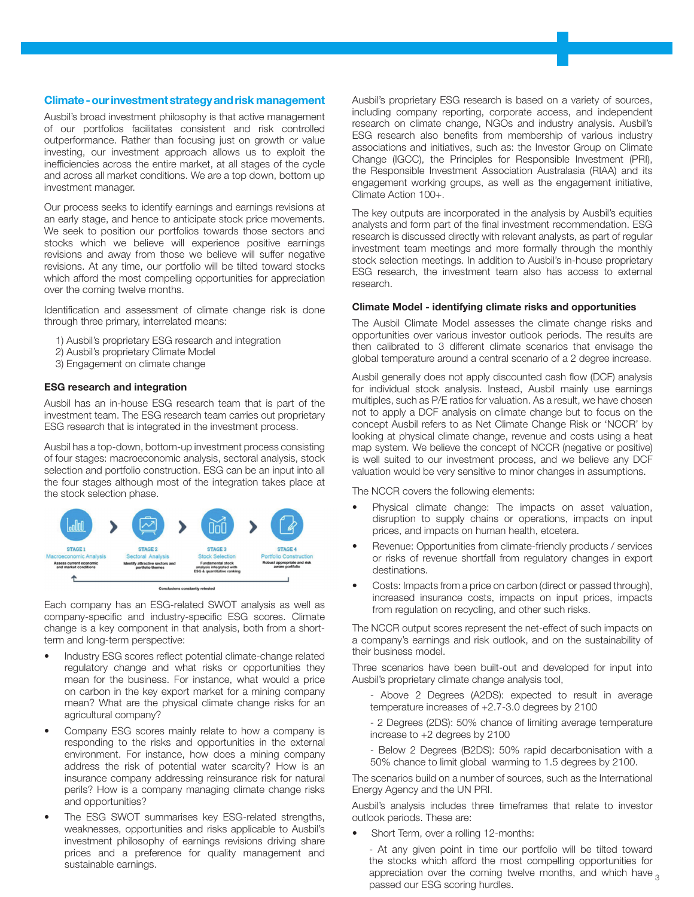## Climate - our investment strategy and risk management

Ausbil's broad investment philosophy is that active management of our portfolios facilitates consistent and risk controlled outperformance. Rather than focusing just on growth or value investing, our investment approach allows us to exploit the inefficiencies across the entire market, at all stages of the cycle and across all market conditions. We are a top down, bottom up investment manager.

Our process seeks to identify earnings and earnings revisions at an early stage, and hence to anticipate stock price movements. We seek to position our portfolios towards those sectors and stocks which we believe will experience positive earnings revisions and away from those we believe will suffer negative revisions. At any time, our portfolio will be tilted toward stocks which afford the most compelling opportunities for appreciation over the coming twelve months.

Identification and assessment of climate change risk is done through three primary, interrelated means:

1) Ausbil's proprietary ESG research and integration
2) Ausbil's proprietary Climate Model
3) Engagement on climate change

### ESG research and integration

Ausbil has an in-house ESG research team that is part of the investment team. The ESG research team carries out proprietary ESG research that is integrated in the investment process.

Ausbil has a top-down, bottom-up investment process consisting of four stages: macroeconomic analysis, sectoral analysis, stock selection and portfolio construction. ESG can be an input into all the four stages although most of the integration takes place at the stock selection phase.

STAGE 1 Macroeconomic Analysis – Assess current economic and market conditions
STAGE 2 Sectoral Analysis – Identify attractive sectors and portfolio themes
STAGE 3 Stock Selection – Fundamental stock analysis integrated with ESG & quantitative ranking
STAGE 4 Portfolio Construction – Robust appropriate and risk aware portfolio

Conclusions constantly retested

Each company has an ESG-related SWOT analysis as well as company-specific and industry-specific ESG scores. Climate change is a key component in that analysis, both from a short-term and long-term perspective:

- Industry ESG scores reflect potential climate-change related regulatory change and what risks or opportunities they mean for the business. For instance, what would a price on carbon in the key export market for a mining company mean? What are the physical climate change risks for an agricultural company?
- Company ESG scores mainly relate to how a company is responding to the risks and opportunities in the external environment. For instance, how does a mining company address the risk of potential water scarcity? How is an insurance company addressing reinsurance risk for natural perils? How is a company managing climate change risks and opportunities?
- The ESG SWOT summarises key ESG-related strengths, weaknesses, opportunities and risks applicable to Ausbil's investment philosophy of earnings revisions driving share prices and a preference for quality management and sustainable earnings.

Ausbil's proprietary ESG research is based on a variety of sources, including company reporting, corporate access, and independent research on climate change, NGOs and industry analysis. Ausbil's ESG research also benefits from membership of various industry associations and initiatives, such as: the Investor Group on Climate Change (IGCC), the Principles for Responsible Investment (PRI), the Responsible Investment Association Australasia (RIAA) and its engagement working groups, as well as the engagement initiative, Climate Action 100+.

The key outputs are incorporated in the analysis by Ausbil's equities analysts and form part of the final investment recommendation. ESG research is discussed directly with relevant analysts, as part of regular investment team meetings and more formally through the monthly stock selection meetings. In addition to Ausbil's in-house proprietary ESG research, the investment team also has access to external research.

### Climate Model - identifying climate risks and opportunities

The Ausbil Climate Model assesses the climate change risks and opportunities over various investor outlook periods. The results are then calibrated to 3 different climate scenarios that envisage the global temperature around a central scenario of a 2 degree increase.

Ausbil generally does not apply discounted cash flow (DCF) analysis for individual stock analysis. Instead, Ausbil mainly use earnings multiples, such as P/E ratios for valuation. As a result, we have chosen not to apply a DCF analysis on climate change but to focus on the concept Ausbil refers to as Net Climate Change Risk or 'NCCR' by looking at physical climate change, revenue and costs using a heat map system. We believe the concept of NCCR (negative or positive) is well suited to our investment process, and we believe any DCF valuation would be very sensitive to minor changes in assumptions.

The NCCR covers the following elements:

- Physical climate change: The impacts on asset valuation, disruption to supply chains or operations, impacts on input prices, and impacts on human health, etcetera.
- Revenue: Opportunities from climate-friendly products / services or risks of revenue shortfall from regulatory changes in export destinations.
- Costs: Impacts from a price on carbon (direct or passed through), increased insurance costs, impacts on input prices, impacts from regulation on recycling, and other such risks.

The NCCR output scores represent the net-effect of such impacts on a company's earnings and risk outlook, and on the sustainability of their business model.

Three scenarios have been built-out and developed for input into Ausbil's proprietary climate change analysis tool,

- Above 2 Degrees (A2DS): expected to result in average temperature increases of +2.7-3.0 degrees by 2100

- 2 Degrees (2DS): 50% chance of limiting average temperature increase to +2 degrees by 2100

- Below 2 Degrees (B2DS): 50% rapid decarbonisation with a 50% chance to limit global warming to 1.5 degrees by 2100.

The scenarios build on a number of sources, such as the International Energy Agency and the UN PRI.

Ausbil's analysis includes three timeframes that relate to investor outlook periods. These are:

- Short Term, over a rolling 12-months:

  - At any given point in time our portfolio will be tilted toward the stocks which afford the most compelling opportunities for appreciation over the coming twelve months, and which have passed our ESG scoring hurdles.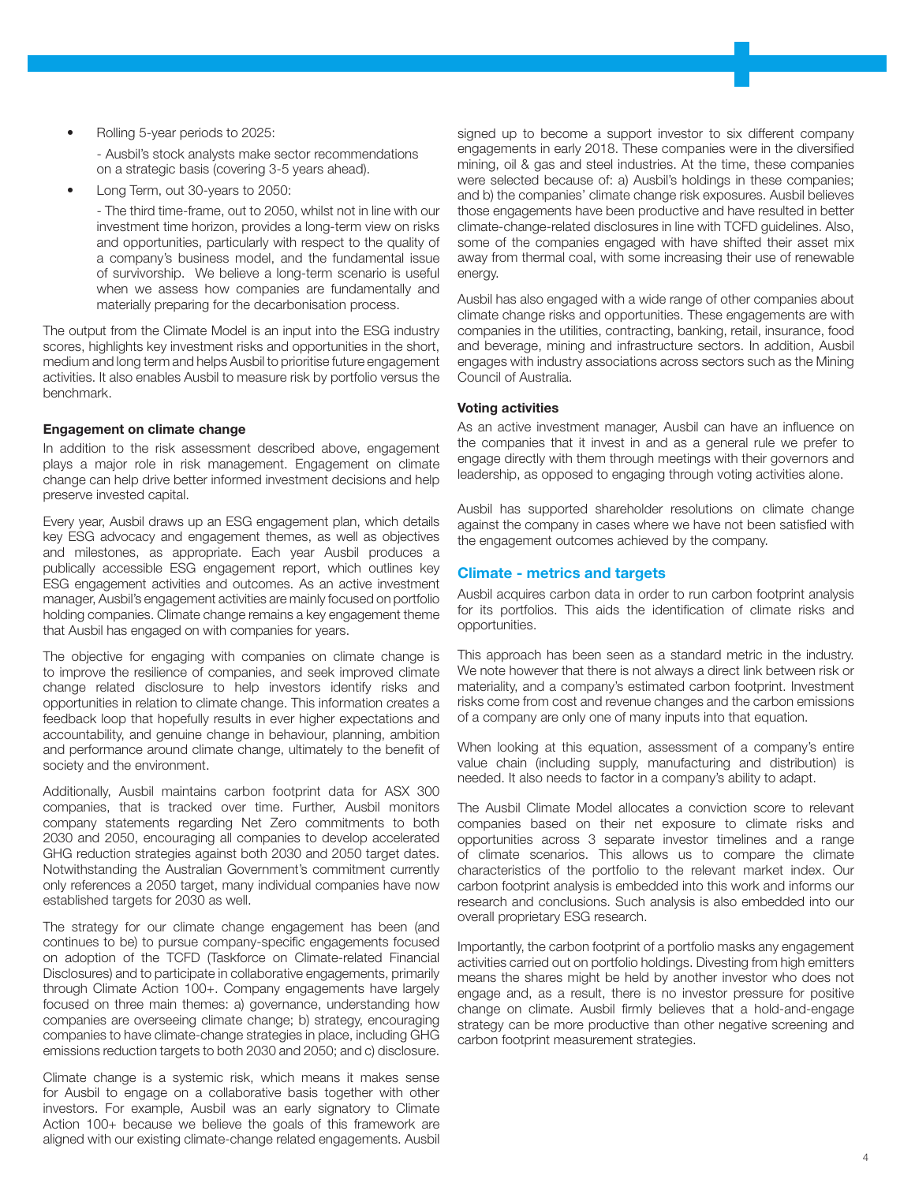- Rolling 5-year periods to 2025:

  - Ausbil's stock analysts make sector recommendations on a strategic basis (covering 3-5 years ahead).

- Long Term, out 30-years to 2050:

  - The third time-frame, out to 2050, whilst not in line with our investment time horizon, provides a long-term view on risks and opportunities, particularly with respect to the quality of a company's business model, and the fundamental issue of survivorship. We believe a long-term scenario is useful when we assess how companies are fundamentally and materially preparing for the decarbonisation process.

The output from the Climate Model is an input into the ESG industry scores, highlights key investment risks and opportunities in the short, medium and long term and helps Ausbil to prioritise future engagement activities. It also enables Ausbil to measure risk by portfolio versus the benchmark.

**Engagement on climate change**

In addition to the risk assessment described above, engagement plays a major role in risk management. Engagement on climate change can help drive better informed investment decisions and help preserve invested capital.

Every year, Ausbil draws up an ESG engagement plan, which details key ESG advocacy and engagement themes, as well as objectives and milestones, as appropriate. Each year Ausbil produces a publically accessible ESG engagement report, which outlines key ESG engagement activities and outcomes. As an active investment manager, Ausbil's engagement activities are mainly focused on portfolio holding companies. Climate change remains a key engagement theme that Ausbil has engaged on with companies for years.

The objective for engaging with companies on climate change is to improve the resilience of companies, and seek improved climate change related disclosure to help investors identify risks and opportunities in relation to climate change. This information creates a feedback loop that hopefully results in ever higher expectations and accountability, and genuine change in behaviour, planning, ambition and performance around climate change, ultimately to the benefit of society and the environment.

Additionally, Ausbil maintains carbon footprint data for ASX 300 companies, that is tracked over time. Further, Ausbil monitors company statements regarding Net Zero commitments to both 2030 and 2050, encouraging all companies to develop accelerated GHG reduction strategies against both 2030 and 2050 target dates. Notwithstanding the Australian Government's commitment currently only references a 2050 target, many individual companies have now established targets for 2030 as well.

The strategy for our climate change engagement has been (and continues to be) to pursue company-specific engagements focused on adoption of the TCFD (Taskforce on Climate-related Financial Disclosures) and to participate in collaborative engagements, primarily through Climate Action 100+. Company engagements have largely focused on three main themes: a) governance, understanding how companies are overseeing climate change; b) strategy, encouraging companies to have climate-change strategies in place, including GHG emissions reduction targets to both 2030 and 2050; and c) disclosure.

Climate change is a systemic risk, which means it makes sense for Ausbil to engage on a collaborative basis together with other investors. For example, Ausbil was an early signatory to Climate Action 100+ because we believe the goals of this framework are aligned with our existing climate-change related engagements. Ausbil signed up to become a support investor to six different company engagements in early 2018. These companies were in the diversified mining, oil & gas and steel industries. At the time, these companies were selected because of: a) Ausbil's holdings in these companies; and b) the companies' climate change risk exposures. Ausbil believes those engagements have been productive and have resulted in better climate-change-related disclosures in line with TCFD guidelines. Also, some of the companies engaged with have shifted their asset mix away from thermal coal, with some increasing their use of renewable energy.

Ausbil has also engaged with a wide range of other companies about climate change risks and opportunities. These engagements are with companies in the utilities, contracting, banking, retail, insurance, food and beverage, mining and infrastructure sectors. In addition, Ausbil engages with industry associations across sectors such as the Mining Council of Australia.

**Voting activities**

As an active investment manager, Ausbil can have an influence on the companies that it invest in and as a general rule we prefer to engage directly with them through meetings with their governors and leadership, as opposed to engaging through voting activities alone.

Ausbil has supported shareholder resolutions on climate change against the company in cases where we have not been satisfied with the engagement outcomes achieved by the company.

## Climate - metrics and targets

Ausbil acquires carbon data in order to run carbon footprint analysis for its portfolios. This aids the identification of climate risks and opportunities.

This approach has been seen as a standard metric in the industry. We note however that there is not always a direct link between risk or materiality, and a company's estimated carbon footprint. Investment risks come from cost and revenue changes and the carbon emissions of a company are only one of many inputs into that equation.

When looking at this equation, assessment of a company's entire value chain (including supply, manufacturing and distribution) is needed. It also needs to factor in a company's ability to adapt.

The Ausbil Climate Model allocates a conviction score to relevant companies based on their net exposure to climate risks and opportunities across 3 separate investor timelines and a range of climate scenarios. This allows us to compare the climate characteristics of the portfolio to the relevant market index. Our carbon footprint analysis is embedded into this work and informs our research and conclusions. Such analysis is also embedded into our overall proprietary ESG research.

Importantly, the carbon footprint of a portfolio masks any engagement activities carried out on portfolio holdings. Divesting from high emitters means the shares might be held by another investor who does not engage and, as a result, there is no investor pressure for positive change on climate. Ausbil firmly believes that a hold-and-engage strategy can be more productive than other negative screening and carbon footprint measurement strategies.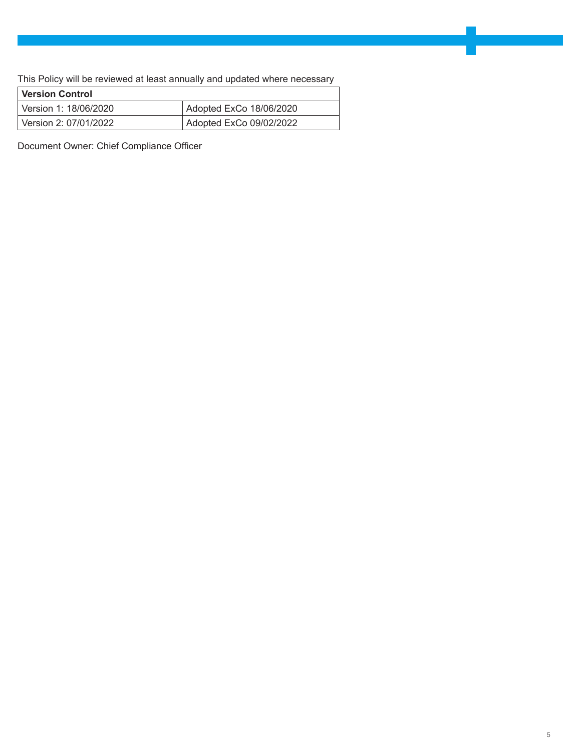This Policy will be reviewed at least annually and updated where necessary

| **Version Control** | |
|---|---|
| Version 1: 18/06/2020 | Adopted ExCo 18/06/2020 |
| Version 2: 07/01/2022 | Adopted ExCo 09/02/2022 |

Document Owner: Chief Compliance Officer